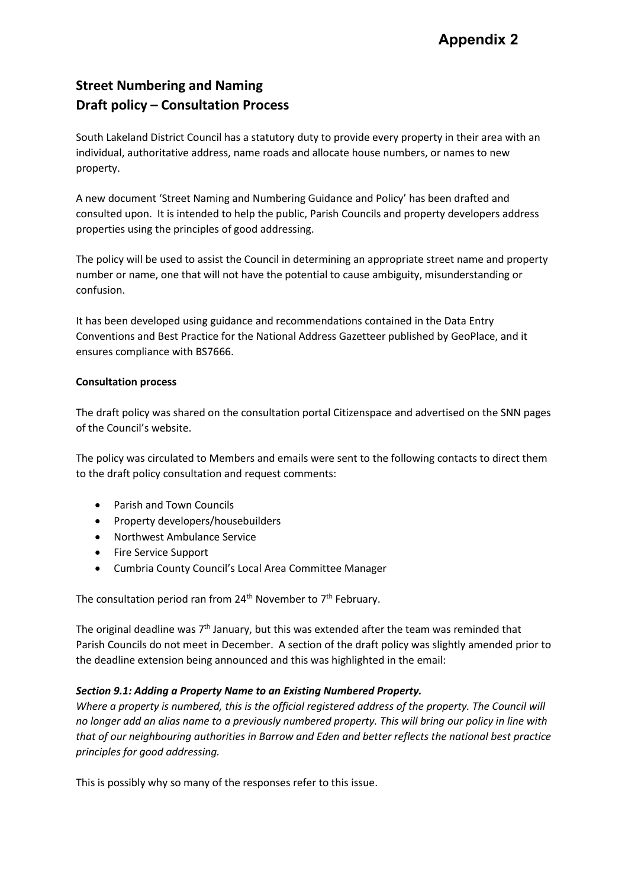# Appendix 2

## Street Numbering and Naming
## Draft policy – Consultation Process

South Lakeland District Council has a statutory duty to provide every property in their area with an individual, authoritative address, name roads and allocate house numbers, or names to new property.

A new document 'Street Naming and Numbering Guidance and Policy' has been drafted and consulted upon. It is intended to help the public, Parish Councils and property developers address properties using the principles of good addressing.

The policy will be used to assist the Council in determining an appropriate street name and property number or name, one that will not have the potential to cause ambiguity, misunderstanding or confusion.

It has been developed using guidance and recommendations contained in the Data Entry Conventions and Best Practice for the National Address Gazetteer published by GeoPlace, and it ensures compliance with BS7666.

**Consultation process**

The draft policy was shared on the consultation portal Citizenspace and advertised on the SNN pages of the Council's website.

The policy was circulated to Members and emails were sent to the following contacts to direct them to the draft policy consultation and request comments:

- Parish and Town Councils
- Property developers/housebuilders
- Northwest Ambulance Service
- Fire Service Support
- Cumbria County Council's Local Area Committee Manager

The consultation period ran from 24th November to 7th February.

The original deadline was 7th January, but this was extended after the team was reminded that Parish Councils do not meet in December. A section of the draft policy was slightly amended prior to the deadline extension being announced and this was highlighted in the email:

***Section 9.1: Adding a Property Name to an Existing Numbered Property.***
*Where a property is numbered, this is the official registered address of the property. The Council will no longer add an alias name to a previously numbered property. This will bring our policy in line with that of our neighbouring authorities in Barrow and Eden and better reflects the national best practice principles for good addressing.*

This is possibly why so many of the responses refer to this issue.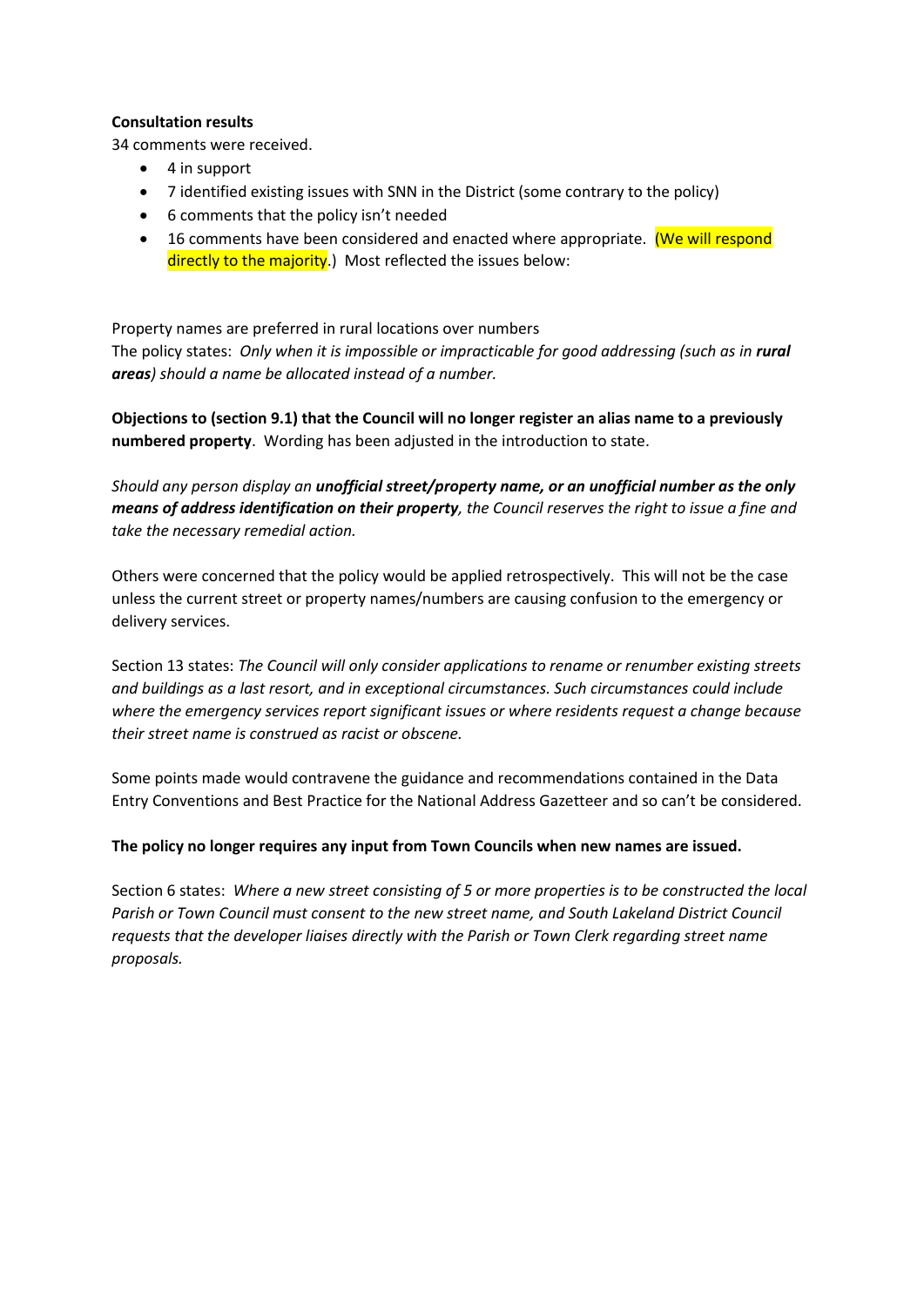**Consultation results**

34 comments were received.

- 4 in support
- 7 identified existing issues with SNN in the District (some contrary to the policy)
- 6 comments that the policy isn't needed
- 16 comments have been considered and enacted where appropriate. (We will respond directly to the majority.) Most reflected the issues below:

Property names are preferred in rural locations over numbers

The policy states: *Only when it is impossible or impracticable for good addressing (such as in* ***rural areas****) should a name be allocated instead of a number.*

**Objections to (section 9.1) that the Council will no longer register an alias name to a previously numbered property**. Wording has been adjusted in the introduction to state.

*Should any person display an* ***unofficial street/property name, or an unofficial number as the only means of address identification on their property****, the Council reserves the right to issue a fine and take the necessary remedial action.*

Others were concerned that the policy would be applied retrospectively. This will not be the case unless the current street or property names/numbers are causing confusion to the emergency or delivery services.

Section 13 states: *The Council will only consider applications to rename or renumber existing streets and buildings as a last resort, and in exceptional circumstances. Such circumstances could include where the emergency services report significant issues or where residents request a change because their street name is construed as racist or obscene.*

Some points made would contravene the guidance and recommendations contained in the Data Entry Conventions and Best Practice for the National Address Gazetteer and so can't be considered.

**The policy no longer requires any input from Town Councils when new names are issued.**

Section 6 states: *Where a new street consisting of 5 or more properties is to be constructed the local Parish or Town Council must consent to the new street name, and South Lakeland District Council requests that the developer liaises directly with the Parish or Town Clerk regarding street name proposals.*